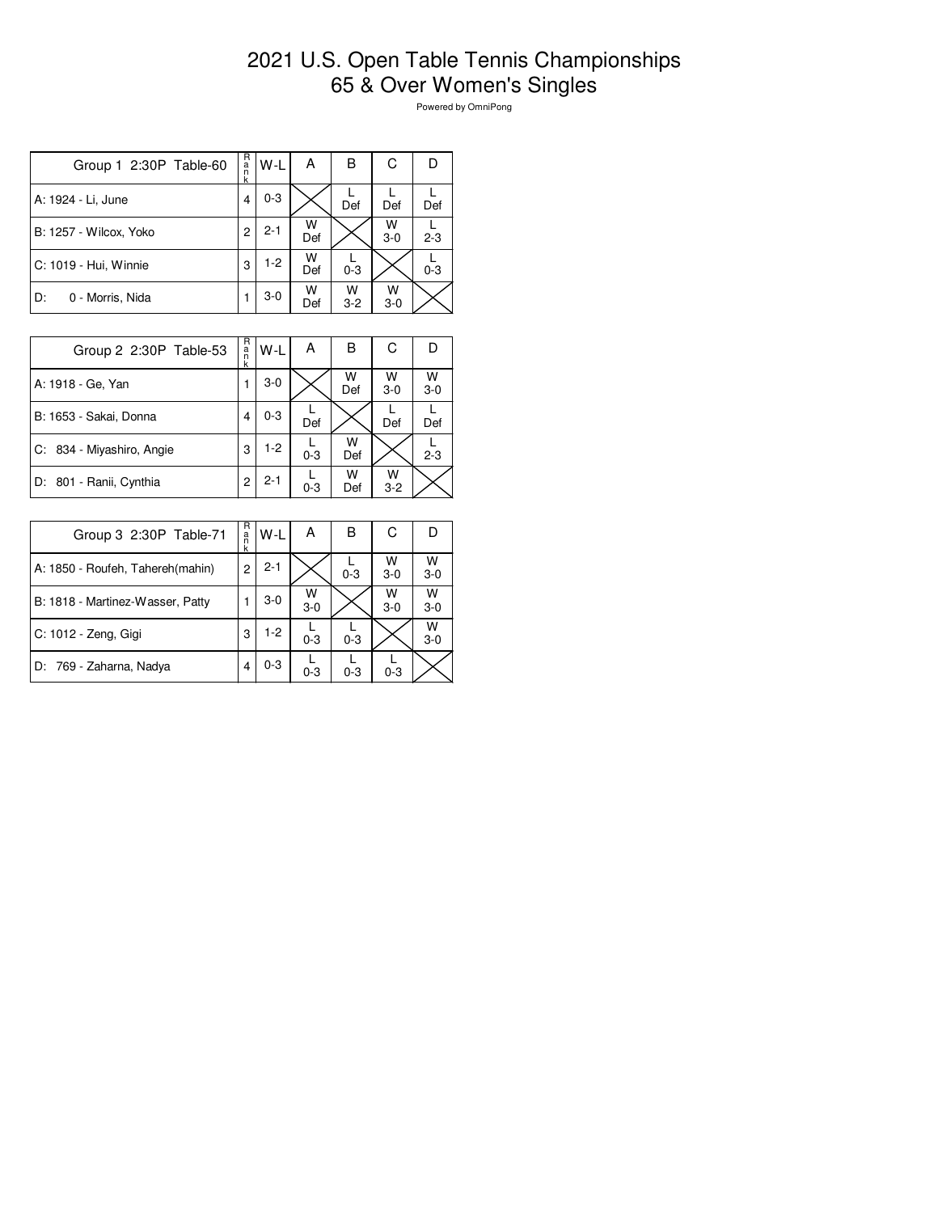# 2021 U.S. Open Table Tennis Championships
# 65 & Over Women's Singles

Powered by OmniPong

| Group 1 2:30P Table-60 | Rank | W-L | A | B | C | D |
|---|---|---|---|---|---|---|
| A: 1924 - Li, June | 4 | 0-3 | | L Def | L Def | L Def |
| B: 1257 - Wilcox, Yoko | 2 | 2-1 | W Def | | W 3-0 | L 2-3 |
| C: 1019 - Hui, Winnie | 3 | 1-2 | W Def | L 0-3 | | L 0-3 |
| D: 0 - Morris, Nida | 1 | 3-0 | W Def | W 3-2 | W 3-0 | |

| Group 2 2:30P Table-53 | Rank | W-L | A | B | C | D |
|---|---|---|---|---|---|---|
| A: 1918 - Ge, Yan | 1 | 3-0 | | W Def | W 3-0 | W 3-0 |
| B: 1653 - Sakai, Donna | 4 | 0-3 | L Def | | L Def | L Def |
| C: 834 - Miyashiro, Angie | 3 | 1-2 | L 0-3 | W Def | | L 2-3 |
| D: 801 - Ranii, Cynthia | 2 | 2-1 | L 0-3 | W Def | W 3-2 | |

| Group 3 2:30P Table-71 | Rank | W-L | A | B | C | D |
|---|---|---|---|---|---|---|
| A: 1850 - Roufeh, Tahereh(mahin) | 2 | 2-1 | | L 0-3 | W 3-0 | W 3-0 |
| B: 1818 - Martinez-Wasser, Patty | 1 | 3-0 | W 3-0 | | W 3-0 | W 3-0 |
| C: 1012 - Zeng, Gigi | 3 | 1-2 | L 0-3 | L 0-3 | | W 3-0 |
| D: 769 - Zaharna, Nadya | 4 | 0-3 | L 0-3 | L 0-3 | L 0-3 | |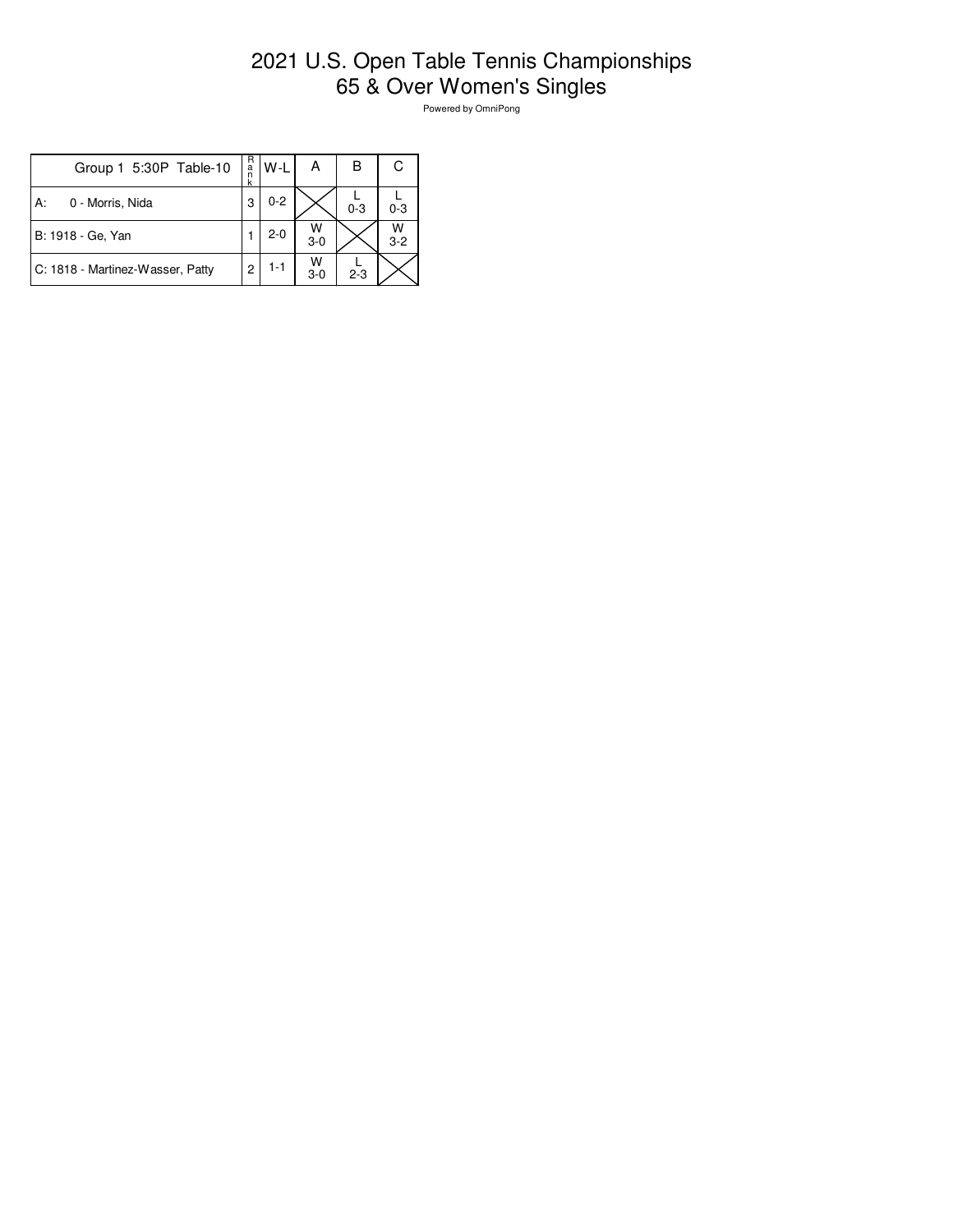# 2021 U.S. Open Table Tennis Championships
## 65 & Over Women's Singles

Powered by OmniPong

| Group 1 5:30P Table-10 | Rank | W-L | A | B | C |
|---|---|---|---|---|---|
| A: 0 - Morris, Nida | 3 | 0-2 | | L 0-3 | L 0-3 |
| B: 1918 - Ge, Yan | 1 | 2-0 | W 3-0 | | W 3-2 |
| C: 1818 - Martinez-Wasser, Patty | 2 | 1-1 | W 3-0 | L 2-3 | |